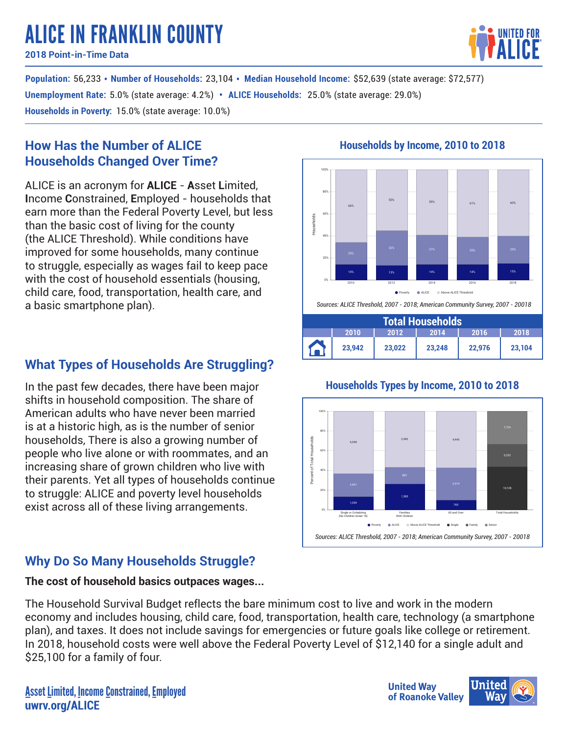# ALICE IN FRANKLIN COUNTY

**2018 Point-in-Time Data**

UNITED FOR ALICE

**Population:** 56,233 • **Number of Households:** 23,104 • **Median Household Income:** $52,639 (state average: $72,577)
**Unemployment Rate:** 5.0% (state average: 4.2%) • **ALICE Households:** 25.0% (state average: 29.0%)
**Households in Poverty:** 15.0% (state average: 10.0%)

## How Has the Number of ALICE Households Changed Over Time?

ALICE is an acronym for **ALICE** - **A**sset **L**imited, **I**ncome **C**onstrained, **E**mployed - households that earn more than the Federal Poverty Level, but less than the basic cost of living for the county (the ALICE Threshold). While conditions have improved for some households, many continue to struggle, especially as wages fail to keep pace with the cost of household essentials (housing, child care, food, transportation, health care, and a basic smartphone plan).

### Households by Income, 2010 to 2018

100%
80%
60%
40%
20%
0%
Households
66%
20%
14%
2010
55%
32%
13%
2012
59%
27%
14%
2014
61%
25%
14%
2016
60%
25%
15%
2018
Poverty ALICE Above ALICE Threshold

*Sources: ALICE Threshold, 2007 - 2018; American Community Survey, 2007 - 20018*

| Total Households | | | | | |
|---|---|---|---|---|---|
| | 2010 | 2012 | 2014 | 2016 | 2018 |
| | 23,942 | 23,022 | 23,248 | 22,976 | 23,104 |

## What Types of Households Are Struggling?

In the past few decades, there have been major shifts in household composition. The share of American adults who have never been married is at a historic high, as is the number of senior households, There is also a growing number of people who live alone or with roommates, and an increasing share of grown children who live with their parents. Yet all types of households continue to struggle: ALICE and poverty level households exist across all of these living arrangements.

### Households Types by Income, 2010 to 2018

100%
80%
60%
40%
20%
0%
Percent of Total Households
6,368
2,401
1,359
Single or Cohabiting (No Children Under 18)
2,982
887
1,383
Families With Children
4,445
2,514
765
65 and Over
7,724
5,252
10,128
Total Households
Poverty ALICE Above ALICE Threshold Single Family Senior

*Sources: ALICE Threshold, 2007 - 2018; American Community Survey, 2007 - 20018*

## Why Do So Many Households Struggle?

**The cost of household basics outpaces wages...**

The Household Survival Budget reflects the bare minimum cost to live and work in the modern economy and includes housing, child care, food, transportation, health care, technology (a smartphone plan), and taxes. It does not include savings for emergencies or future goals like college or retirement. In 2018, household costs were well above the Federal Poverty Level of $12,140 for a single adult and $25,100 for a family of four.

Asset Limited, Income Constrained, Employed
uwrv.org/ALICE

United Way of Roanoke Valley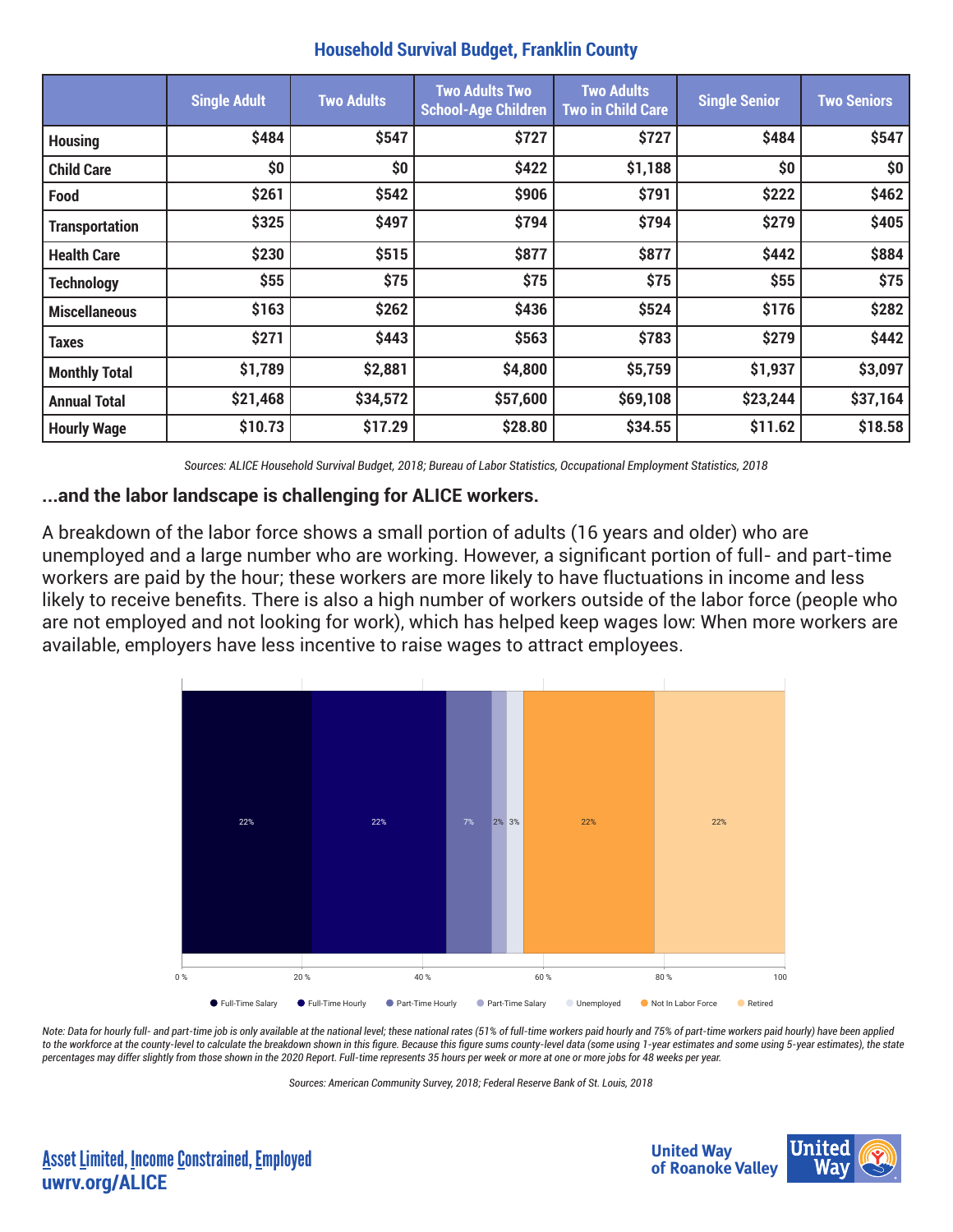## Household Survival Budget, Franklin County

| | Single Adult | Two Adults | Two Adults Two School-Age Children | Two Adults Two in Child Care | Single Senior | Two Seniors |
|---|---|---|---|---|---|---|
| Housing | $484 | $547 | $727 | $727 | $484 | $547 |
| Child Care | $0 | $0 | $422 | $1,188 | $0 | $0 |
| Food | $261 | $542 | $906 | $791 | $222 | $462 |
| Transportation | $325 | $497 | $794 | $794 | $279 | $405 |
| Health Care | $230 | $515 | $877 | $877 | $442 | $884 |
| Technology | $55 | $75 | $75 | $75 | $55 | $75 |
| Miscellaneous | $163 | $262 | $436 | $524 | $176 | $282 |
| Taxes | $271 | $443 | $563 | $783 | $279 | $442 |
| Monthly Total | $1,789 | $2,881 | $4,800 | $5,759 | $1,937 | $3,097 |
| Annual Total | $21,468 | $34,572 | $57,600 | $69,108 | $23,244 | $37,164 |
| Hourly Wage | $10.73 | $17.29 | $28.80 | $34.55 | $11.62 | $18.58 |

*Sources: ALICE Household Survival Budget, 2018; Bureau of Labor Statistics, Occupational Employment Statistics, 2018*

### ...and the labor landscape is challenging for ALICE workers.

A breakdown of the labor force shows a small portion of adults (16 years and older) who are unemployed and a large number who are working. However, a significant portion of full- and part-time workers are paid by the hour; these workers are more likely to have fluctuations in income and less likely to receive benefits. There is also a high number of workers outside of the labor force (people who are not employed and not looking for work), which has helped keep wages low: When more workers are available, employers have less incentive to raise wages to attract employees.

22%
22%
7%
2%
3%
22%
22%

0 %
20 %
40 %
60 %
80 %
100

Full-Time Salary
Full-Time Hourly
Part-Time Hourly
Part-Time Salary
Unemployed
Not In Labor Force
Retired

*Note: Data for hourly full- and part-time job is only available at the national level; these national rates (51% of full-time workers paid hourly and 75% of part-time workers paid hourly) have been applied to the workforce at the county-level to calculate the breakdown shown in this figure. Because this figure sums county-level data (some using 1-year estimates and some using 5-year estimates), the state percentages may differ slightly from those shown in the 2020 Report. Full-time represents 35 hours per week or more at one or more jobs for 48 weeks per year.*

*Sources: American Community Survey, 2018; Federal Reserve Bank of St. Louis, 2018*

Asset Limited, Income Constrained, Employed
uwrv.org/ALICE

United Way of Roanoke Valley